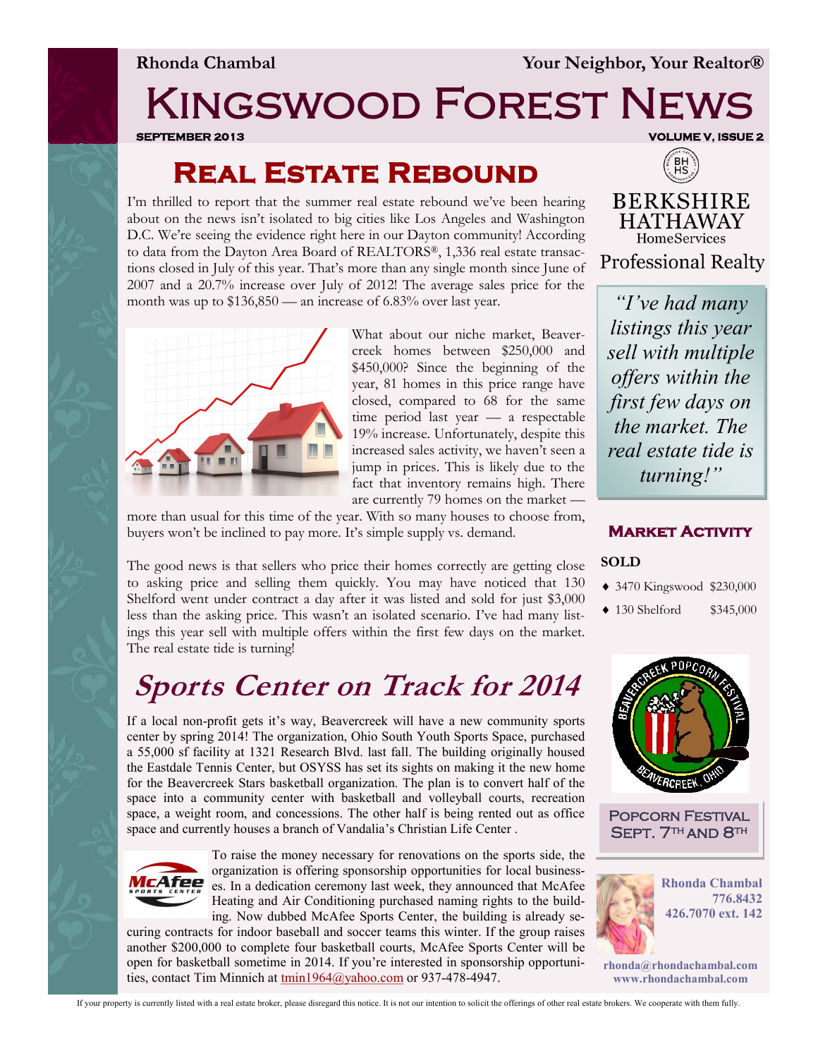**Rhonda Chambal** **Your Neighbor, Your Realtor®**

# Kingswood Forest News

**SEPTEMBER 2013** **VOLUME V, ISSUE 2**

## Real Estate Rebound

I'm thrilled to report that the summer real estate rebound we've been hearing about on the news isn't isolated to big cities like Los Angeles and Washington D.C. We're seeing the evidence right here in our Dayton community! According to data from the Dayton Area Board of REALTORS®, 1,336 real estate transactions closed in July of this year. That's more than any single month since June of 2007 and a 20.7% increase over July of 2012! The average sales price for the month was up to $136,850 — an increase of 6.83% over last year.

What about our niche market, Beavercreek homes between $250,000 and $450,000? Since the beginning of the year, 81 homes in this price range have closed, compared to 68 for the same time period last year — a respectable 19% increase. Unfortunately, despite this increased sales activity, we haven't seen a jump in prices. This is likely due to the fact that inventory remains high. There are currently 79 homes on the market — more than usual for this time of the year. With so many houses to choose from, buyers won't be inclined to pay more. It's simple supply vs. demand.

The good news is that sellers who price their homes correctly are getting close to asking price and selling them quickly. You may have noticed that 130 Shelford went under contract a day after it was listed and sold for just $3,000 less than the asking price. This wasn't an isolated scenario. I've had many listings this year sell with multiple offers within the first few days on the market. The real estate tide is turning!

## *Sports Center on Track for 2014*

If a local non-profit gets it's way, Beavercreek will have a new community sports center by spring 2014! The organization, Ohio South Youth Sports Space, purchased a 55,000 sf facility at 1321 Research Blvd. last fall. The building originally housed the Eastdale Tennis Center, but OSYSS has set its sights on making it the new home for the Beavercreek Stars basketball organization. The plan is to convert half of the space into a community center with basketball and volleyball courts, recreation space, a weight room, and concessions. The other half is being rented out as office space and currently houses a branch of Vandalia's Christian Life Center .

To raise the money necessary for renovations on the sports side, the organization is offering sponsorship opportunities for local businesses. In a dedication ceremony last week, they announced that McAfee Heating and Air Conditioning purchased naming rights to the building. Now dubbed McAfee Sports Center, the building is already securing contracts for indoor baseball and soccer teams this winter. If the group raises another $200,000 to complete four basketball courts, McAfee Sports Center will be open for basketball sometime in 2014. If you're interested in sponsorship opportunities, contact Tim Minnich at tmin1964@yahoo.com or 937-478-4947.

---

BERKSHIRE HATHAWAY HomeServices
Professional Realty

*"I've had many listings this year sell with multiple offers within the first few days on the market. The real estate tide is turning!"*

### Market Activity

**SOLD**

- 3470 Kingswood $230,000
- 130 Shelford $345,000

**Popcorn Festival Sept. 7th and 8th**

**Rhonda Chambal**
**776.8432**
**426.7070 ext. 142**

**rhonda@rhondachambal.com**
**www.rhondachambal.com**

If your property is currently listed with a real estate broker, please disregard this notice. It is not our intention to solicit the offerings of other real estate brokers. We cooperate with them fully.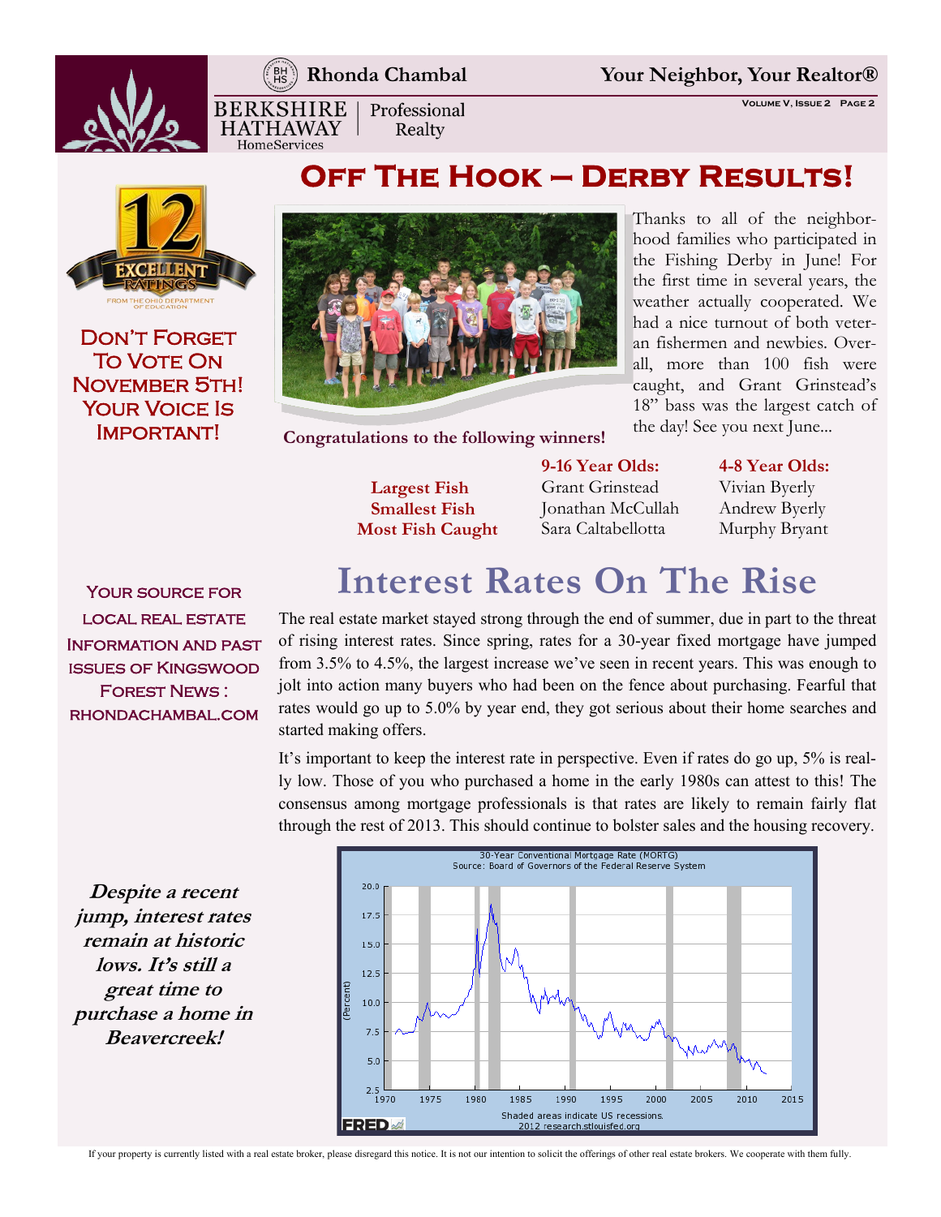# Off The Hook – Derby Results!

**12 EXCELLENT RATINGS** FROM THE OHIO DEPARTMENT OF EDUCATION

**Don't Forget To Vote On November 5th! Your Voice Is Important!**

Thanks to all of the neighborhood families who participated in the Fishing Derby in June! For the first time in several years, the weather actually cooperated. We had a nice turnout of both veteran fishermen and newbies. Overall, more than 100 fish were caught, and Grant Grinstead's 18" bass was the largest catch of the day! See you next June...

**Congratulations to the following winners!**

| | 9-16 Year Olds: | 4-8 Year Olds: |
|---|---|---|
| **Largest Fish** | Grant Grinstead | Vivian Byerly |
| **Smallest Fish** | Jonathan McCullah | Andrew Byerly |
| **Most Fish Caught** | Sara Caltabellotta | Murphy Bryant |

**Your source for local real estate information and past issues of Kingswood Forest News : rhondachambal.com**

# Interest Rates On The Rise

The real estate market stayed strong through the end of summer, due in part to the threat of rising interest rates. Since spring, rates for a 30-year fixed mortgage have jumped from 3.5% to 4.5%, the largest increase we've seen in recent years. This was enough to jolt into action many buyers who had been on the fence about purchasing. Fearful that rates would go up to 5.0% by year end, they got serious about their home searches and started making offers.

It's important to keep the interest rate in perspective. Even if rates do go up, 5% is really low. Those of you who purchased a home in the early 1980s can attest to this! The consensus among mortgage professionals is that rates are likely to remain fairly flat through the rest of 2013. This should continue to bolster sales and the housing recovery.

***Despite a recent jump, interest rates remain at historic lows. It's still a great time to purchase a home in Beavercreek!***

30-Year Conventional Mortgage Rate (MORTG)
Source: Board of Governors of the Federal Reserve System
(Percent)
20.0
17.5
15.0
12.5
10.0
7.5
5.0
2.5
1970 1975 1980 1985 1990 1995 2000 2005 2010 2015
Shaded areas indicate US recessions.
2012 research.stlouisfed.org
FRED

If your property is currently listed with a real estate broker, please disregard this notice. It is not our intention to solicit the offerings of other real estate brokers. We cooperate with them fully.